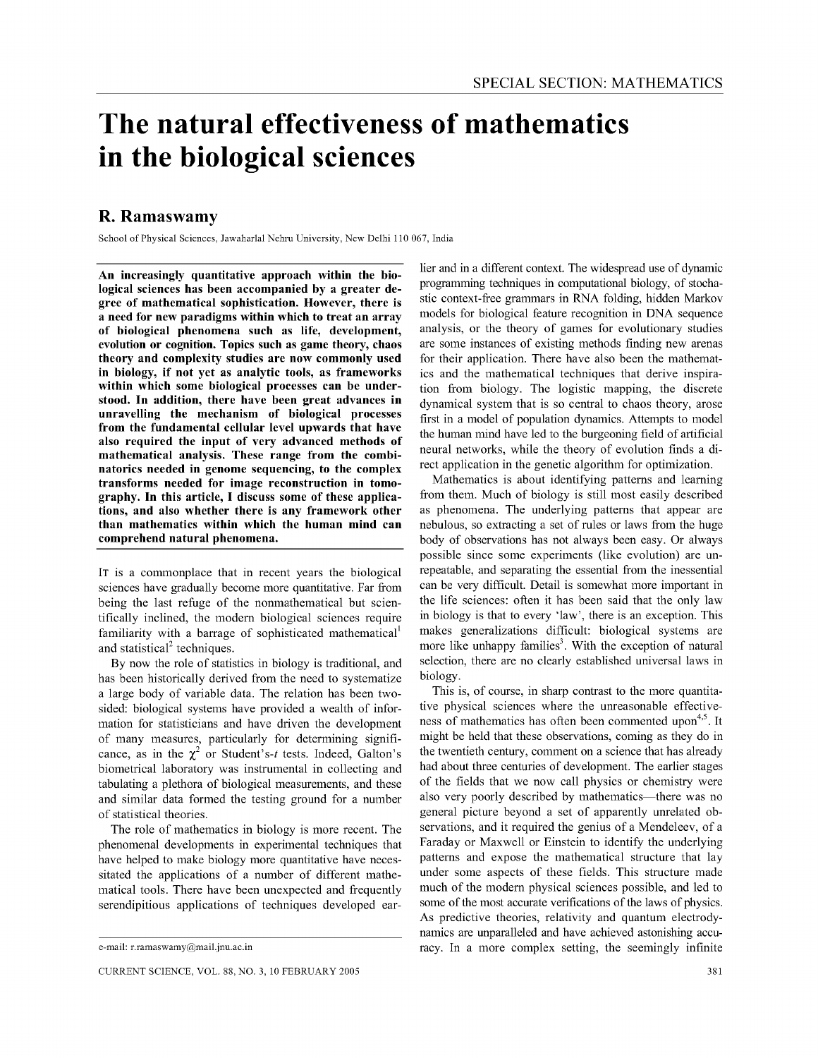# The natural effectiveness of mathematics in the biological sciences

## R. Ramaswamy

School of Physical Sciences, Jawaharlal Nehru University, New Delhi 110 067, India

**An increasingly quantitative approach within the biological sciences has been accompanied by a greater degree of mathematical sophistication. However, there is a need for new paradigms within which to treat an array of biological phenomena such as life, development, evolution or cognition. Topics such as game theory, chaos theory and complexity studies are now commonly used in biology, if not yet as analytic tools, as frameworks within which some biological processes can be understood. In addition, there have been great advances in unravelling the mechanism of biological processes from the fundamental cellular level upwards that have also required the input of very advanced methods of mathematical analysis. These range from the combinatorics needed in genome sequencing, to the complex transforms needed for image reconstruction in tomography. In this article, I discuss some of these applications, and also whether there is any framework other than mathematics within which the human mind can comprehend natural phenomena.**

It is a commonplace that in recent years the biological sciences have gradually become more quantitative. Far from being the last refuge of the nonmathematical but scientifically inclined, the modern biological sciences require familiarity with a barrage of sophisticated mathematical[1] and statistical[2] techniques.

By now the role of statistics in biology is traditional, and has been historically derived from the need to systematize a large body of variable data. The relation has been two-sided: biological systems have provided a wealth of information for statisticians and have driven the development of many measures, particularly for determining significance, as in the $\chi^2$ or Student's-*t* tests. Indeed, Galton's biometrical laboratory was instrumental in collecting and tabulating a plethora of biological measurements, and these and similar data formed the testing ground for a number of statistical theories.

The role of mathematics in biology is more recent. The phenomenal developments in experimental techniques that have helped to make biology more quantitative have necessitated the applications of a number of different mathematical tools. There have been unexpected and frequently serendipitious applications of techniques developed earlier and in a different context. The widespread use of dynamic programming techniques in computational biology, of stochastic context-free grammars in RNA folding, hidden Markov models for biological feature recognition in DNA sequence analysis, or the theory of games for evolutionary studies are some instances of existing methods finding new arenas for their application. There have also been the mathematics and the mathematical techniques that derive inspiration from biology. The logistic mapping, the discrete dynamical system that is so central to chaos theory, arose first in a model of population dynamics. Attempts to model the human mind have led to the burgeoning field of artificial neural networks, while the theory of evolution finds a direct application in the genetic algorithm for optimization.

Mathematics is about identifying patterns and learning from them. Much of biology is still most easily described as phenomena. The underlying patterns that appear are nebulous, so extracting a set of rules or laws from the huge body of observations has not always been easy. Or always possible since some experiments (like evolution) are unrepeatable, and separating the essential from the inessential can be very difficult. Detail is somewhat more important in the life sciences: often it has been said that the only law in biology is that to every 'law', there is an exception. This makes generalizations difficult: biological systems are more like unhappy families[3]. With the exception of natural selection, there are no clearly established universal laws in biology.

This is, of course, in sharp contrast to the more quantitative physical sciences where the unreasonable effectiveness of mathematics has often been commented upon[4,5]. It might be held that these observations, coming as they do in the twentieth century, comment on a science that has already had about three centuries of development. The earlier stages of the fields that we now call physics or chemistry were also very poorly described by mathematics—there was no general picture beyond a set of apparently unrelated observations, and it required the genius of a Mendeleev, of a Faraday or Maxwell or Einstein to identify the underlying patterns and expose the mathematical structure that lay under some aspects of these fields. This structure made much of the modern physical sciences possible, and led to some of the most accurate verifications of the laws of physics. As predictive theories, relativity and quantum electrodynamics are unparalleled and have achieved astonishing accuracy. In a more complex setting, the seemingly infinite

e-mail: r.ramaswamy@mail.jnu.ac.in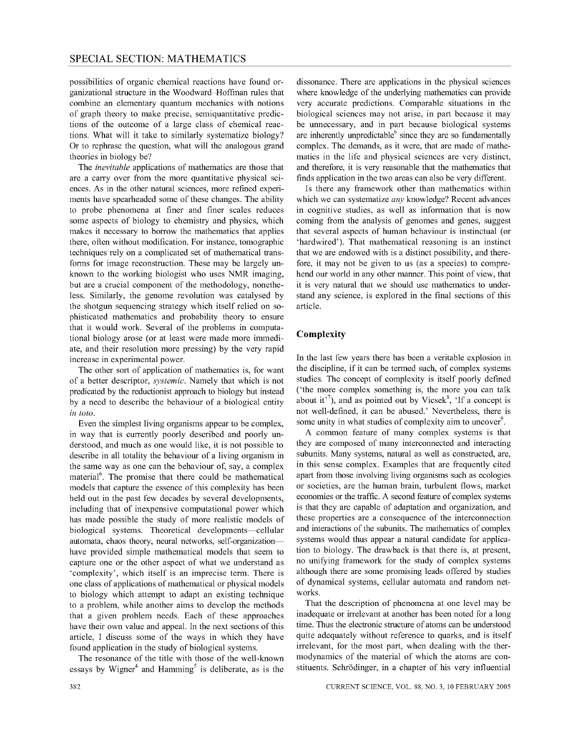possibilities of organic chemical reactions have found organizational structure in the Woodward–Hoffman rules that combine an elementary quantum mechanics with notions of graph theory to make precise, semiquantitative predictions of the outcome of a large class of chemical reactions. What will it take to similarly systematize biology? Or to rephrase the question, what will the analogous grand theories in biology be?

The *inevitable* applications of mathematics are those that are a carry over from the more quantitative physical sciences. As in the other natural sciences, more refined experiments have spearheaded some of these changes. The ability to probe phenomena at finer and finer scales reduces some aspects of biology to chemistry and physics, which makes it necessary to borrow the mathematics that applies there, often without modification. For instance, tomographic techniques rely on a complicated set of mathematical transforms for image reconstruction. These may be largely unknown to the working biologist who uses NMR imaging, but are a crucial component of the methodology, nonetheless. Similarly, the genome revolution was catalysed by the shotgun sequencing strategy which itself relied on sophisticated mathematics and probability theory to ensure that it would work. Several of the problems in computational biology arose (or at least were made more immediate, and their resolution more pressing) by the very rapid increase in experimental power.

The other sort of application of mathematics is, for want of a better descriptor, *systemic*. Namely that which is not predicated by the reductionist approach to biology but instead by a need to describe the behaviour of a biological entity *in toto*.

Even the simplest living organisms appear to be complex, in way that is currently poorly described and poorly understood, and much as one would like, it is not possible to describe in all totality the behaviour of a living organism in the same way as one can the behaviour of, say, a complex material[6]. The promise that there could be mathematical models that capture the essence of this complexity has been held out in the past few decades by several developments, including that of inexpensive computational power which has made possible the study of more realistic models of biological systems. Theoretical developments—cellular automata, chaos theory, neural networks, self-organization—have provided simple mathematical models that seem to capture one or the other aspect of what we understand as 'complexity', which itself is an imprecise term. There is one class of applications of mathematical or physical models to biology which attempt to adapt an existing technique to a problem, while another aims to develop the methods that a given problem needs. Each of these approaches have their own value and appeal. In the next sections of this article, I discuss some of the ways in which they have found application in the study of biological systems.

The resonance of the title with those of the well-known essays by Wigner[4] and Hamming[5] is deliberate, as is the dissonance. There are applications in the physical sciences where knowledge of the underlying mathematics can provide very accurate predictions. Comparable situations in the biological sciences may not arise, in part because it may be unnecessary, and in part because biological systems are inherently unpredictable[6] since they are so fundamentally complex. The demands, as it were, that are made of mathematics in the life and physical sciences are very distinct, and therefore, it is very reasonable that the mathematics that finds application in the two areas can also be very different.

Is there any framework other than mathematics within which we can systematize *any* knowledge? Recent advances in cognitive studies, as well as information that is now coming from the analysis of genomes and genes, suggest that several aspects of human behaviour is instinctual (or 'hardwired'). That mathematical reasoning is an instinct that we are endowed with is a distinct possibility, and therefore, it may not be given to us (as a species) to comprehend our world in any other manner. This point of view, that it is very natural that we should use mathematics to understand any science, is explored in the final sections of this article.

## Complexity

In the last few years there has been a veritable explosion in the discipline, if it can be termed such, of complex systems studies. The concept of complexity is itself poorly defined ('the more complex something is, the more you can talk about it'[7]), and as pointed out by Vicsek[8], 'If a concept is not well-defined, it can be abused.' Nevertheless, there is some unity in what studies of complexity aim to uncover[9].

A common feature of many complex systems is that they are composed of many interconnected and interacting subunits. Many systems, natural as well as constructed, are, in this sense complex. Examples that are frequently cited apart from those involving living organisms such as ecologies or societies, are the human brain, turbulent flows, market economies or the traffic. A second feature of complex systems is that they are capable of adaptation and organization, and these properties are a consequence of the interconnection and interactions of the subunits. The mathematics of complex systems would thus appear a natural candidate for application to biology. The drawback is that there is, at present, no unifying framework for the study of complex systems although there are some promising leads offered by studies of dynamical systems, cellular automata and random networks.

That the description of phenomena at one level may be inadequate or irrelevant at another has been noted for a long time. Thus the electronic structure of atoms can be understood quite adequately without reference to quarks, and is itself irrelevant, for the most part, when dealing with the thermodynamics of the material of which the atoms are constituents. Schrödinger, in a chapter of his very influential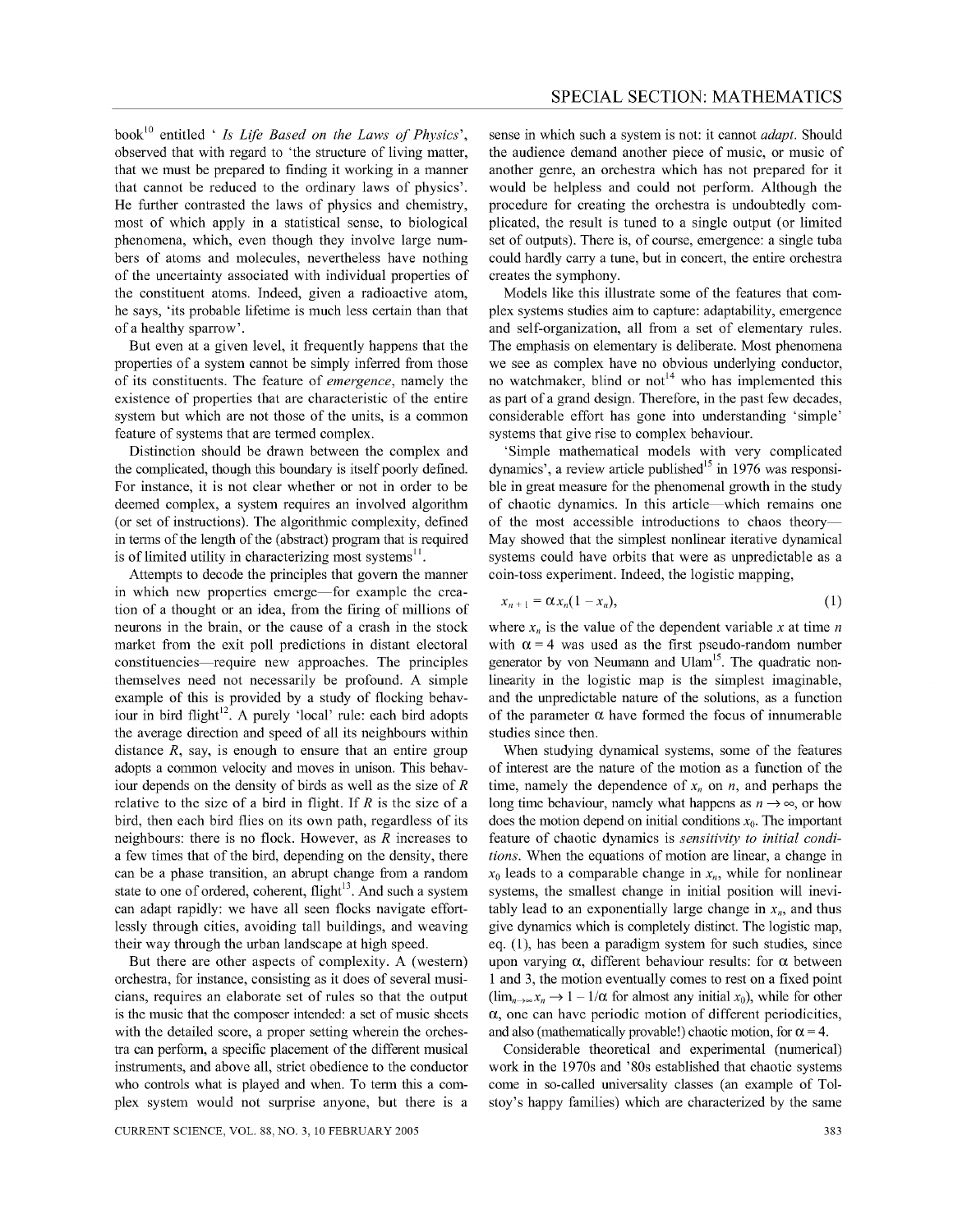book[10] entitled ' *Is Life Based on the Laws of Physics*', observed that with regard to 'the structure of living matter, that we must be prepared to finding it working in a manner that cannot be reduced to the ordinary laws of physics'. He further contrasted the laws of physics and chemistry, most of which apply in a statistical sense, to biological phenomena, which, even though they involve large numbers of atoms and molecules, nevertheless have nothing of the uncertainty associated with individual properties of the constituent atoms. Indeed, given a radioactive atom, he says, 'its probable lifetime is much less certain than that of a healthy sparrow'.

But even at a given level, it frequently happens that the properties of a system cannot be simply inferred from those of its constituents. The feature of *emergence*, namely the existence of properties that are characteristic of the entire system but which are not those of the units, is a common feature of systems that are termed complex.

Distinction should be drawn between the complex and the complicated, though this boundary is itself poorly defined. For instance, it is not clear whether or not in order to be deemed complex, a system requires an involved algorithm (or set of instructions). The algorithmic complexity, defined in terms of the length of the (abstract) program that is required is of limited utility in characterizing most systems[11].

Attempts to decode the principles that govern the manner in which new properties emerge—for example the creation of a thought or an idea, from the firing of millions of neurons in the brain, or the cause of a crash in the stock market from the exit poll predictions in distant electoral constituencies—require new approaches. The principles themselves need not necessarily be profound. A simple example of this is provided by a study of flocking behaviour in bird flight[12]. A purely 'local' rule: each bird adopts the average direction and speed of all its neighbours within distance $R$, say, is enough to ensure that an entire group adopts a common velocity and moves in unison. This behaviour depends on the density of birds as well as the size of $R$ relative to the size of a bird in flight. If $R$ is the size of a bird, then each bird flies on its own path, regardless of its neighbours: there is no flock. However, as $R$ increases to a few times that of the bird, depending on the density, there can be a phase transition, an abrupt change from a random state to one of ordered, coherent, flight[13]. And such a system can adapt rapidly: we have all seen flocks navigate effortlessly through cities, avoiding tall buildings, and weaving their way through the urban landscape at high speed.

But there are other aspects of complexity. A (western) orchestra, for instance, consisting as it does of several musicians, requires an elaborate set of rules so that the output is the music that the composer intended: a set of music sheets with the detailed score, a proper setting wherein the orchestra can perform, a specific placement of the different musical instruments, and above all, strict obedience to the conductor who controls what is played and when. To term this a complex system would not surprise anyone, but there is a sense in which such a system is not: it cannot *adapt*. Should the audience demand another piece of music, or music of another genre, an orchestra which has not prepared for it would be helpless and could not perform. Although the procedure for creating the orchestra is undoubtedly complicated, the result is tuned to a single output (or limited set of outputs). There is, of course, emergence: a single tuba could hardly carry a tune, but in concert, the entire orchestra creates the symphony.

Models like this illustrate some of the features that complex systems studies aim to capture: adaptability, emergence and self-organization, all from a set of elementary rules. The emphasis on elementary is deliberate. Most phenomena we see as complex have no obvious underlying conductor, no watchmaker, blind or not[14] who has implemented this as part of a grand design. Therefore, in the past few decades, considerable effort has gone into understanding 'simple' systems that give rise to complex behaviour.

'Simple mathematical models with very complicated dynamics', a review article published[15] in 1976 was responsible in great measure for the phenomenal growth in the study of chaotic dynamics. In this article—which remains one of the most accessible introductions to chaos theory—May showed that the simplest nonlinear iterative dynamical systems could have orbits that were as unpredictable as a coin-toss experiment. Indeed, the logistic mapping,

$$x_{n+1} = \alpha x_n(1 - x_n), \tag{1}$$

where $x_n$ is the value of the dependent variable $x$ at time $n$ with $\alpha = 4$ was used as the first pseudo-random number generator by von Neumann and Ulam[15]. The quadratic nonlinearity in the logistic map is the simplest imaginable, and the unpredictable nature of the solutions, as a function of the parameter $\alpha$ have formed the focus of innumerable studies since then.

When studying dynamical systems, some of the features of interest are the nature of the motion as a function of the time, namely the dependence of $x_n$ on $n$, and perhaps the long time behaviour, namely what happens as $n \to \infty$, or how does the motion depend on initial conditions $x_0$. The important feature of chaotic dynamics is *sensitivity to initial conditions*. When the equations of motion are linear, a change in $x_0$ leads to a comparable change in $x_n$, while for nonlinear systems, the smallest change in initial position will inevitably lead to an exponentially large change in $x_n$, and thus give dynamics which is completely distinct. The logistic map, eq. (1), has been a paradigm system for such studies, since upon varying $\alpha$, different behaviour results: for $\alpha$ between 1 and 3, the motion eventually comes to rest on a fixed point ($\lim_{n\to\infty} x_n \to 1 - 1/\alpha$ for almost any initial $x_0$), while for other $\alpha$, one can have periodic motion of different periodicities, and also (mathematically provable!) chaotic motion, for $\alpha = 4$.

Considerable theoretical and experimental (numerical) work in the 1970s and '80s established that chaotic systems come in so-called universality classes (an example of Tolstoy's happy families) which are characterized by the same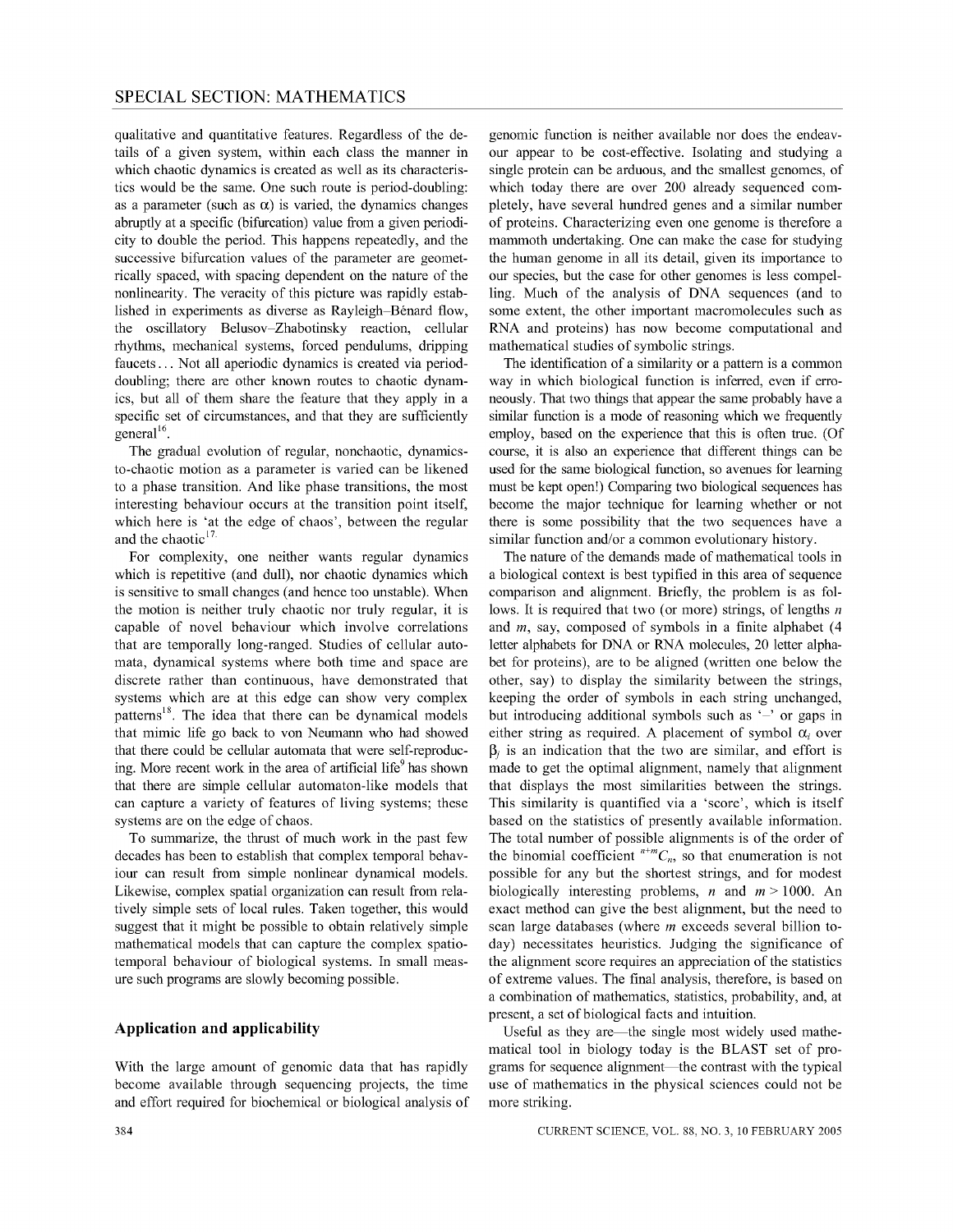qualitative and quantitative features. Regardless of the details of a given system, within each class the manner in which chaotic dynamics is created as well as its characteristics would be the same. One such route is period-doubling: as a parameter (such as $\alpha$) is varied, the dynamics changes abruptly at a specific (bifurcation) value from a given periodicity to double the period. This happens repeatedly, and the successive bifurcation values of the parameter are geometrically spaced, with spacing dependent on the nature of the nonlinearity. The veracity of this picture was rapidly established in experiments as diverse as Rayleigh–Bénard flow, the oscillatory Belusov–Zhabotinsky reaction, cellular rhythms, mechanical systems, forced pendulums, dripping faucets… Not all aperiodic dynamics is created via period-doubling; there are other known routes to chaotic dynamics, but all of them share the feature that they apply in a specific set of circumstances, and that they are sufficiently general[16].

The gradual evolution of regular, nonchaotic, dynamics-to-chaotic motion as a parameter is varied can be likened to a phase transition. And like phase transitions, the most interesting behaviour occurs at the transition point itself, which here is 'at the edge of chaos', between the regular and the chaotic[17].

For complexity, one neither wants regular dynamics which is repetitive (and dull), nor chaotic dynamics which is sensitive to small changes (and hence too unstable). When the motion is neither truly chaotic nor truly regular, it is capable of novel behaviour which involve correlations that are temporally long-ranged. Studies of cellular automata, dynamical systems where both time and space are discrete rather than continuous, have demonstrated that systems which are at this edge can show very complex patterns[18]. The idea that there can be dynamical models that mimic life go back to von Neumann who had showed that there could be cellular automata that were self-reproducing. More recent work in the area of artificial life[9] has shown that there are simple cellular automaton-like models that can capture a variety of features of living systems; these systems are on the edge of chaos.

To summarize, the thrust of much work in the past few decades has been to establish that complex temporal behaviour can result from simple nonlinear dynamical models. Likewise, complex spatial organization can result from relatively simple sets of local rules. Taken together, this would suggest that it might be possible to obtain relatively simple mathematical models that can capture the complex spatio-temporal behaviour of biological systems. In small measure such programs are slowly becoming possible.

## Application and applicability

With the large amount of genomic data that has rapidly become available through sequencing projects, the time and effort required for biochemical or biological analysis of genomic function is neither available nor does the endeavour appear to be cost-effective. Isolating and studying a single protein can be arduous, and the smallest genomes, of which today there are over 200 already sequenced completely, have several hundred genes and a similar number of proteins. Characterizing even one genome is therefore a mammoth undertaking. One can make the case for studying the human genome in all its detail, given its importance to our species, but the case for other genomes is less compelling. Much of the analysis of DNA sequences (and to some extent, the other important macromolecules such as RNA and proteins) has now become computational and mathematical studies of symbolic strings.

The identification of a similarity or a pattern is a common way in which biological function is inferred, even if erroneously. That two things that appear the same probably have a similar function is a mode of reasoning which we frequently employ, based on the experience that this is often true. (Of course, it is also an experience that different things can be used for the same biological function, so avenues for learning must be kept open!) Comparing two biological sequences has become the major technique for learning whether or not there is some possibility that the two sequences have a similar function and/or a common evolutionary history.

The nature of the demands made of mathematical tools in a biological context is best typified in this area of sequence comparison and alignment. Briefly, the problem is as follows. It is required that two (or more) strings, of lengths $n$ and $m$, say, composed of symbols in a finite alphabet (4 letter alphabets for DNA or RNA molecules, 20 letter alphabet for proteins), are to be aligned (written one below the other, say) to display the similarity between the strings, keeping the order of symbols in each string unchanged, but introducing additional symbols such as '–' or gaps in either string as required. A placement of symbol $\alpha_i$ over $\beta_j$ is an indication that the two are similar, and effort is made to get the optimal alignment, namely that alignment that displays the most similarities between the strings. This similarity is quantified via a 'score', which is itself based on the statistics of presently available information. The total number of possible alignments is of the order of the binomial coefficient ${}^{n+m}C_n$, so that enumeration is not possible for any but the shortest strings, and for modest biologically interesting problems, $n$ and $m > 1000$. An exact method can give the best alignment, but the need to scan large databases (where $m$ exceeds several billion today) necessitates heuristics. Judging the significance of the alignment score requires an appreciation of the statistics of extreme values. The final analysis, therefore, is based on a combination of mathematics, statistics, probability, and, at present, a set of biological facts and intuition.

Useful as they are—the single most widely used mathematical tool in biology today is the BLAST set of programs for sequence alignment—the contrast with the typical use of mathematics in the physical sciences could not be more striking.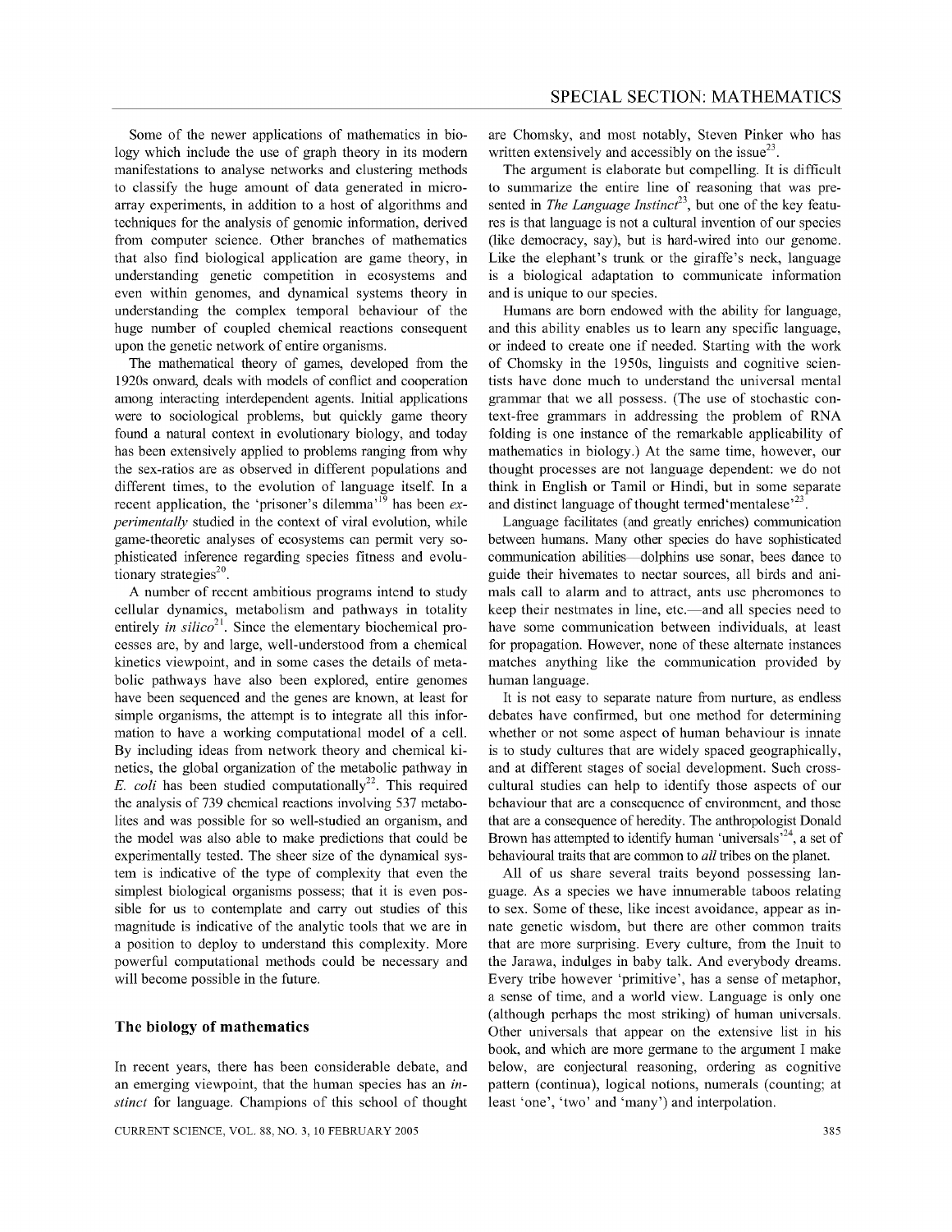Some of the newer applications of mathematics in biology which include the use of graph theory in its modern manifestations to analyse networks and clustering methods to classify the huge amount of data generated in microarray experiments, in addition to a host of algorithms and techniques for the analysis of genomic information, derived from computer science. Other branches of mathematics that also find biological application are game theory, in understanding genetic competition in ecosystems and even within genomes, and dynamical systems theory in understanding the complex temporal behaviour of the huge number of coupled chemical reactions consequent upon the genetic network of entire organisms.

The mathematical theory of games, developed from the 1920s onward, deals with models of conflict and cooperation among interacting interdependent agents. Initial applications were to sociological problems, but quickly game theory found a natural context in evolutionary biology, and today has been extensively applied to problems ranging from why the sex-ratios are as observed in different populations and different times, to the evolution of language itself. In a recent application, the 'prisoner's dilemma'[19] has been *experimentally* studied in the context of viral evolution, while game-theoretic analyses of ecosystems can permit very sophisticated inference regarding species fitness and evolutionary strategies[20].

A number of recent ambitious programs intend to study cellular dynamics, metabolism and pathways in totality entirely *in silico*[21]. Since the elementary biochemical processes are, by and large, well-understood from a chemical kinetics viewpoint, and in some cases the details of metabolic pathways have also been explored, entire genomes have been sequenced and the genes are known, at least for simple organisms, the attempt is to integrate all this information to have a working computational model of a cell. By including ideas from network theory and chemical kinetics, the global organization of the metabolic pathway in *E. coli* has been studied computationally[22]. This required the analysis of 739 chemical reactions involving 537 metabolites and was possible for so well-studied an organism, and the model was also able to make predictions that could be experimentally tested. The sheer size of the dynamical system is indicative of the type of complexity that even the simplest biological organisms possess; that it is even possible for us to contemplate and carry out studies of this magnitude is indicative of the analytic tools that we are in a position to deploy to understand this complexity. More powerful computational methods could be necessary and will become possible in the future.

## The biology of mathematics

In recent years, there has been considerable debate, and an emerging viewpoint, that the human species has an *instinct* for language. Champions of this school of thought are Chomsky, and most notably, Steven Pinker who has written extensively and accessibly on the issue[23].

The argument is elaborate but compelling. It is difficult to summarize the entire line of reasoning that was presented in *The Language Instinct*[23], but one of the key features is that language is not a cultural invention of our species (like democracy, say), but is hard-wired into our genome. Like the elephant's trunk or the giraffe's neck, language is a biological adaptation to communicate information and is unique to our species.

Humans are born endowed with the ability for language, and this ability enables us to learn any specific language, or indeed to create one if needed. Starting with the work of Chomsky in the 1950s, linguists and cognitive scientists have done much to understand the universal mental grammar that we all possess. (The use of stochastic context-free grammars in addressing the problem of RNA folding is one instance of the remarkable applicability of mathematics in biology.) At the same time, however, our thought processes are not language dependent: we do not think in English or Tamil or Hindi, but in some separate and distinct language of thought termed 'mentalese'[23].

Language facilitates (and greatly enriches) communication between humans. Many other species do have sophisticated communication abilities—dolphins use sonar, bees dance to guide their hivemates to nectar sources, all birds and animals call to alarm and to attract, ants use pheromones to keep their nestmates in line, etc.—and all species need to have some communication between individuals, at least for propagation. However, none of these alternate instances matches anything like the communication provided by human language.

It is not easy to separate nature from nurture, as endless debates have confirmed, but one method for determining whether or not some aspect of human behaviour is innate is to study cultures that are widely spaced geographically, and at different stages of social development. Such cross-cultural studies can help to identify those aspects of our behaviour that are a consequence of environment, and those that are a consequence of heredity. The anthropologist Donald Brown has attempted to identify human 'universals'[24], a set of behavioural traits that are common to *all* tribes on the planet.

All of us share several traits beyond possessing language. As a species we have innumerable taboos relating to sex. Some of these, like incest avoidance, appear as innate genetic wisdom, but there are other common traits that are more surprising. Every culture, from the Inuit to the Jarawa, indulges in baby talk. And everybody dreams. Every tribe however 'primitive', has a sense of metaphor, a sense of time, and a world view. Language is only one (although perhaps the most striking) of human universals. Other universals that appear on the extensive list in his book, and which are more germane to the argument I make below, are conjectural reasoning, ordering as cognitive pattern (continua), logical notions, numerals (counting; at least 'one', 'two' and 'many') and interpolation.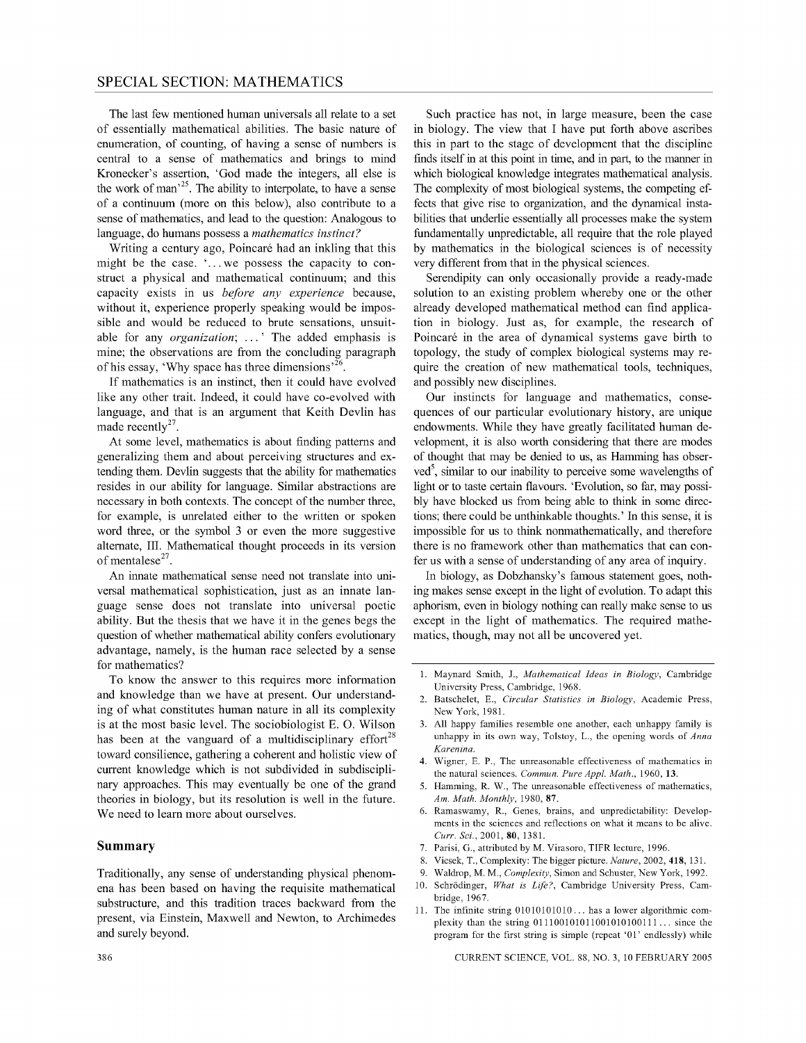The last few mentioned human universals all relate to a set of essentially mathematical abilities. The basic nature of enumeration, of counting, of having a sense of numbers is central to a sense of mathematics and brings to mind Kronecker's assertion, 'God made the integers, all else is the work of man'[25]. The ability to interpolate, to have a sense of a continuum (more on this below), also contribute to a sense of mathematics, and lead to the question: Analogous to language, do humans possess a *mathematics instinct?*

Writing a century ago, Poincaré had an inkling that this might be the case. '... we possess the capacity to construct a physical and mathematical continuum; and this capacity exists in us *before any experience* because, without it, experience properly speaking would be impossible and would be reduced to brute sensations, unsuitable for any *organization*; ... ' The added emphasis is mine; the observations are from the concluding paragraph of his essay, 'Why space has three dimensions'[26].

If mathematics is an instinct, then it could have evolved like any other trait. Indeed, it could have co-evolved with language, and that is an argument that Keith Devlin has made recently[27].

At some level, mathematics is about finding patterns and generalizing them and about perceiving structures and extending them. Devlin suggests that the ability for mathematics resides in our ability for language. Similar abstractions are necessary in both contexts. The concept of the number three, for example, is unrelated either to the written or spoken word three, or the symbol 3 or even the more suggestive alternate, III. Mathematical thought proceeds in its version of mentalese[27].

An innate mathematical sense need not translate into universal mathematical sophistication, just as an innate language sense does not translate into universal poetic ability. But the thesis that we have it in the genes begs the question of whether mathematical ability confers evolutionary advantage, namely, is the human race selected by a sense for mathematics?

To know the answer to this requires more information and knowledge than we have at present. Our understanding of what constitutes human nature in all its complexity is at the most basic level. The sociobiologist E. O. Wilson has been at the vanguard of a multidisciplinary effort[28] toward consilience, gathering a coherent and holistic view of current knowledge which is not subdivided in subdisciplinary approaches. This may eventually be one of the grand theories in biology, but its resolution is well in the future. We need to learn more about ourselves.

## Summary

Traditionally, any sense of understanding physical phenomena has been based on having the requisite mathematical substructure, and this tradition traces backward from the present, via Einstein, Maxwell and Newton, to Archimedes and surely beyond.

Such practice has not, in large measure, been the case in biology. The view that I have put forth above ascribes this in part to the stage of development that the discipline finds itself in at this point in time, and in part, to the manner in which biological knowledge integrates mathematical analysis. The complexity of most biological systems, the competing effects that give rise to organization, and the dynamical instabilities that underlie essentially all processes make the system fundamentally unpredictable, all require that the role played by mathematics in the biological sciences is of necessity very different from that in the physical sciences.

Serendipity can only occasionally provide a ready-made solution to an existing problem whereby one or the other already developed mathematical method can find application in biology. Just as, for example, the research of Poincaré in the area of dynamical systems gave birth to topology, the study of complex biological systems may require the creation of new mathematical tools, techniques, and possibly new disciplines.

Our instincts for language and mathematics, consequences of our particular evolutionary history, are unique endowments. While they have greatly facilitated human development, it is also worth considering that there are modes of thought that may be denied to us, as Hamming has observed[5], similar to our inability to perceive some wavelengths of light or to taste certain flavours. 'Evolution, so far, may possibly have blocked us from being able to think in some directions; there could be unthinkable thoughts.' In this sense, it is impossible for us to think nonmathematically, and therefore there is no framework other than mathematics that can confer us with a sense of understanding of any area of inquiry.

In biology, as Dobzhansky's famous statement goes, nothing makes sense except in the light of evolution. To adapt this aphorism, even in biology nothing can really make sense to us except in the light of mathematics. The required mathematics, though, may not all be uncovered yet.

---

1. Maynard Smith, J., *Mathematical Ideas in Biology*, Cambridge University Press, Cambridge, 1968.
2. Batschelet, E., *Circular Statistics in Biology*, Academic Press, New York, 1981.
3. All happy families resemble one another, each unhappy family is unhappy in its own way, Tolstoy, L., the opening words of *Anna Karenina*.
4. Wigner, E. P., The unreasonable effectiveness of mathematics in the natural sciences. *Commun. Pure Appl. Math.*, 1960, **13**.
5. Hamming, R. W., The unreasonable effectiveness of mathematics, *Am. Math. Monthly*, 1980, **87**.
6. Ramaswamy, R., Genes, brains, and unpredictability: Developments in the sciences and reflections on what it means to be alive. *Curr. Sci.*, 2001, **80**, 1381.
7. Parisi, G., attributed by M. Virasoro, TIFR lecture, 1996.
8. Vicsek, T., Complexity: The bigger picture. *Nature*, 2002, **418**, 131.
9. Waldrop, M. M., *Complexity*, Simon and Schuster, New York, 1992.
10. Schrödinger, *What is Life?*, Cambridge University Press, Cambridge, 1967.
11. The infinite string 01010101010... has a lower algorithmic complexity than the string 01110010101100101010111... since the program for the first string is simple (repeat '01' endlessly) while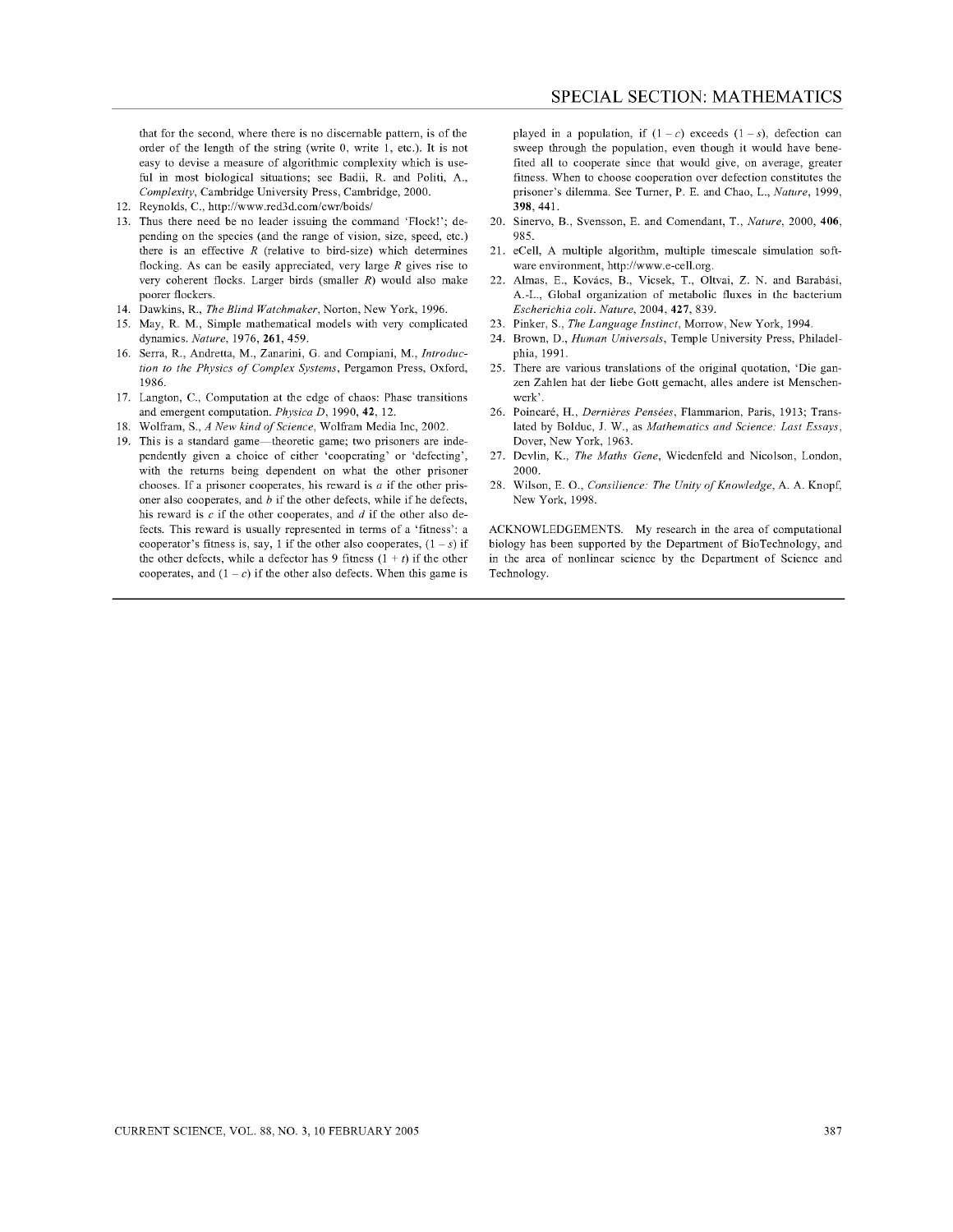that for the second, where there is no discernable pattern, is of the order of the length of the string (write 0, write 1, etc.). It is not easy to devise a measure of algorithmic complexity which is useful in most biological situations; see Badii, R. and Politi, A., *Complexity*, Cambridge University Press, Cambridge, 2000.

12. Reynolds, C., http://www.red3d.com/cwr/boids/
13. Thus there need be no leader issuing the command 'Flock!'; depending on the species (and the range of vision, size, speed, etc.) there is an effective $R$ (relative to bird-size) which determines flocking. As can be easily appreciated, very large $R$ gives rise to very coherent flocks. Larger birds (smaller $R$) would also make poorer flockers.
14. Dawkins, R., *The Blind Watchmaker*, Norton, New York, 1996.
15. May, R. M., Simple mathematical models with very complicated dynamics. *Nature*, 1976, **261**, 459.
16. Serra, R., Andretta, M., Zanarini, G. and Compiani, M., *Introduction to the Physics of Complex Systems*, Pergamon Press, Oxford, 1986.
17. Langton, C., Computation at the edge of chaos: Phase transitions and emergent computation. *Physica D*, 1990, **42**, 12.
18. Wolfram, S., *A New kind of Science*, Wolfram Media Inc, 2002.
19. This is a standard game—theoretic game; two prisoners are independently given a choice of either 'cooperating' or 'defecting', with the returns being dependent on what the other prisoner chooses. If a prisoner cooperates, his reward is $a$ if the other prisoner also cooperates, and $b$ if the other defects, while if he defects, his reward is $c$ if the other cooperates, and $d$ if the other also defects. This reward is usually represented in terms of a 'fitness': a cooperator's fitness is, say, 1 if the other also cooperates, $(1 - s)$ if the other defects, while a defector has 9 fitness $(1 + t)$ if the other cooperates, and $(1 - c)$ if the other also defects. When this game is played in a population, if $(1 - c)$ exceeds $(1 - s)$, defection can sweep through the population, even though it would have benefited all to cooperate since that would give, on average, greater fitness. When to choose cooperation over defection constitutes the prisoner's dilemma. See Turner, P. E. and Chao, L., *Nature*, 1999, **398**, 441.
20. Sinervo, B., Svensson, E. and Comendant, T., *Nature*, 2000, **406**, 985.
21. eCell, A multiple algorithm, multiple timescale simulation software environment, http://www.e-cell.org.
22. Almas, E., Kovács, B., Vicsek, T., Oltvai, Z. N. and Barabási, A.-L., Global organization of metabolic fluxes in the bacterium *Escherichia coli*. *Nature*, 2004, **427**, 839.
23. Pinker, S., *The Language Instinct*, Morrow, New York, 1994.
24. Brown, D., *Human Universals*, Temple University Press, Philadelphia, 1991.
25. There are various translations of the original quotation, 'Die ganzen Zahlen hat der liebe Gott gemacht, alles andere ist Menschenwerk'.
26. Poincaré, H., *Dernières Pensées*, Flammarion, Paris, 1913; Translated by Bolduc, J. W., as *Mathematics and Science: Last Essays*, Dover, New York, 1963.
27. Devlin, K., *The Maths Gene*, Wiedenfeld and Nicolson, London, 2000.
28. Wilson, E. O., *Consilience: The Unity of Knowledge*, A. A. Knopf, New York, 1998.

ACKNOWLEDGEMENTS. My research in the area of computational biology has been supported by the Department of BioTechnology, and in the area of nonlinear science by the Department of Science and Technology.